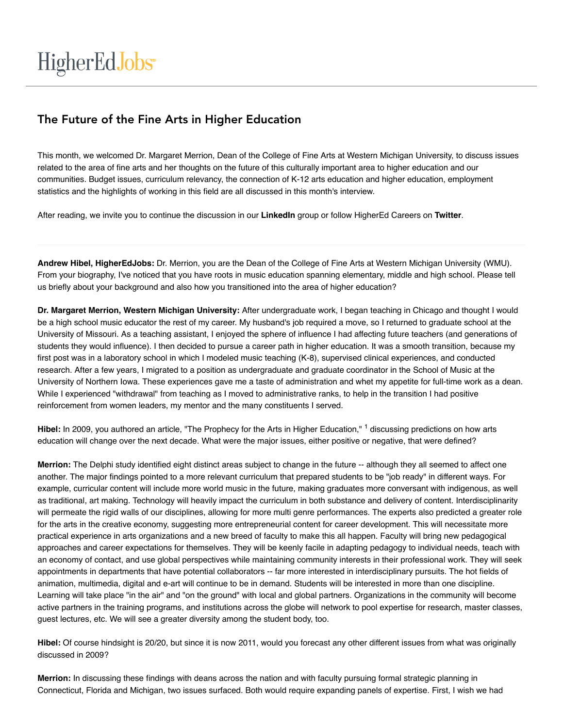HigherEdJobs

# The Future of the Fine Arts in Higher Education

This month, we welcomed Dr. Margaret Merrion, Dean of the College of Fine Arts at Western Michigan University, to discuss issues related to the area of fine arts and her thoughts on the future of this culturally important area to higher education and our communities. Budget issues, curriculum relevancy, the connection of K-12 arts education and higher education, employment statistics and the highlights of working in this field are all discussed in this month's interview.

After reading, we invite you to continue the discussion in our **LinkedIn** group or follow HigherEd Careers on **Twitter**.

---

**Andrew Hibel, HigherEdJobs:** Dr. Merrion, you are the Dean of the College of Fine Arts at Western Michigan University (WMU). From your biography, I've noticed that you have roots in music education spanning elementary, middle and high school. Please tell us briefly about your background and also how you transitioned into the area of higher education?

**Dr. Margaret Merrion, Western Michigan University:** After undergraduate work, I began teaching in Chicago and thought I would be a high school music educator the rest of my career. My husband's job required a move, so I returned to graduate school at the University of Missouri. As a teaching assistant, I enjoyed the sphere of influence I had affecting future teachers (and generations of students they would influence). I then decided to pursue a career path in higher education. It was a smooth transition, because my first post was in a laboratory school in which I modeled music teaching (K-8), supervised clinical experiences, and conducted research. After a few years, I migrated to a position as undergraduate and graduate coordinator in the School of Music at the University of Northern Iowa. These experiences gave me a taste of administration and whet my appetite for full-time work as a dean. While I experienced "withdrawal" from teaching as I moved to administrative ranks, to help in the transition I had positive reinforcement from women leaders, my mentor and the many constituents I served.

**Hibel:** In 2009, you authored an article, "The Prophecy for the Arts in Higher Education," [1] discussing predictions on how arts education will change over the next decade. What were the major issues, either positive or negative, that were defined?

**Merrion:** The Delphi study identified eight distinct areas subject to change in the future -- although they all seemed to affect one another. The major findings pointed to a more relevant curriculum that prepared students to be "job ready" in different ways. For example, curricular content will include more world music in the future, making graduates more conversant with indigenous, as well as traditional, art making. Technology will heavily impact the curriculum in both substance and delivery of content. Interdisciplinarity will permeate the rigid walls of our disciplines, allowing for more multi genre performances. The experts also predicted a greater role for the arts in the creative economy, suggesting more entrepreneurial content for career development. This will necessitate more practical experience in arts organizations and a new breed of faculty to make this all happen. Faculty will bring new pedagogical approaches and career expectations for themselves. They will be keenly facile in adapting pedagogy to individual needs, teach with an economy of contact, and use global perspectives while maintaining community interests in their professional work. They will seek appointments in departments that have potential collaborators -- far more interested in interdisciplinary pursuits. The hot fields of animation, multimedia, digital and e-art will continue to be in demand. Students will be interested in more than one discipline. Learning will take place "in the air" and "on the ground" with local and global partners. Organizations in the community will become active partners in the training programs, and institutions across the globe will network to pool expertise for research, master classes, guest lectures, etc. We will see a greater diversity among the student body, too.

**Hibel:** Of course hindsight is 20/20, but since it is now 2011, would you forecast any other different issues from what was originally discussed in 2009?

**Merrion:** In discussing these findings with deans across the nation and with faculty pursuing formal strategic planning in Connecticut, Florida and Michigan, two issues surfaced. Both would require expanding panels of expertise. First, I wish we had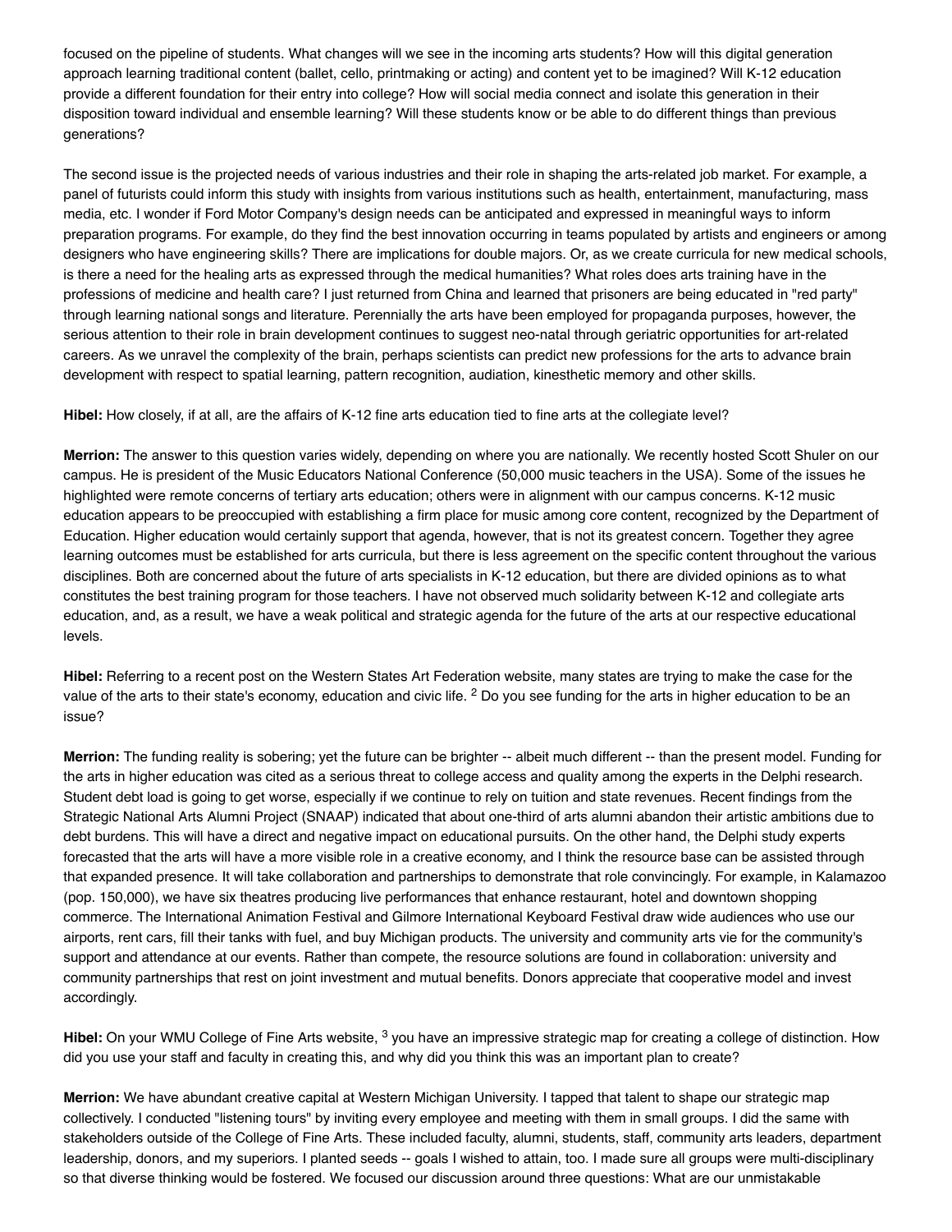focused on the pipeline of students. What changes will we see in the incoming arts students? How will this digital generation approach learning traditional content (ballet, cello, printmaking or acting) and content yet to be imagined? Will K-12 education provide a different foundation for their entry into college? How will social media connect and isolate this generation in their disposition toward individual and ensemble learning? Will these students know or be able to do different things than previous generations?

The second issue is the projected needs of various industries and their role in shaping the arts-related job market. For example, a panel of futurists could inform this study with insights from various institutions such as health, entertainment, manufacturing, mass media, etc. I wonder if Ford Motor Company's design needs can be anticipated and expressed in meaningful ways to inform preparation programs. For example, do they find the best innovation occurring in teams populated by artists and engineers or among designers who have engineering skills? There are implications for double majors. Or, as we create curricula for new medical schools, is there a need for the healing arts as expressed through the medical humanities? What roles does arts training have in the professions of medicine and health care? I just returned from China and learned that prisoners are being educated in "red party" through learning national songs and literature. Perennially the arts have been employed for propaganda purposes, however, the serious attention to their role in brain development continues to suggest neo-natal through geriatric opportunities for art-related careers. As we unravel the complexity of the brain, perhaps scientists can predict new professions for the arts to advance brain development with respect to spatial learning, pattern recognition, audiation, kinesthetic memory and other skills.

**Hibel:** How closely, if at all, are the affairs of K-12 fine arts education tied to fine arts at the collegiate level?

**Merrion:** The answer to this question varies widely, depending on where you are nationally. We recently hosted Scott Shuler on our campus. He is president of the Music Educators National Conference (50,000 music teachers in the USA). Some of the issues he highlighted were remote concerns of tertiary arts education; others were in alignment with our campus concerns. K-12 music education appears to be preoccupied with establishing a firm place for music among core content, recognized by the Department of Education. Higher education would certainly support that agenda, however, that is not its greatest concern. Together they agree learning outcomes must be established for arts curricula, but there is less agreement on the specific content throughout the various disciplines. Both are concerned about the future of arts specialists in K-12 education, but there are divided opinions as to what constitutes the best training program for those teachers. I have not observed much solidarity between K-12 and collegiate arts education, and, as a result, we have a weak political and strategic agenda for the future of the arts at our respective educational levels.

**Hibel:** Referring to a recent post on the Western States Art Federation website, many states are trying to make the case for the value of the arts to their state's economy, education and civic life. [2] Do you see funding for the arts in higher education to be an issue?

**Merrion:** The funding reality is sobering; yet the future can be brighter -- albeit much different -- than the present model. Funding for the arts in higher education was cited as a serious threat to college access and quality among the experts in the Delphi research. Student debt load is going to get worse, especially if we continue to rely on tuition and state revenues. Recent findings from the Strategic National Arts Alumni Project (SNAAP) indicated that about one-third of arts alumni abandon their artistic ambitions due to debt burdens. This will have a direct and negative impact on educational pursuits. On the other hand, the Delphi study experts forecasted that the arts will have a more visible role in a creative economy, and I think the resource base can be assisted through that expanded presence. It will take collaboration and partnerships to demonstrate that role convincingly. For example, in Kalamazoo (pop. 150,000), we have six theatres producing live performances that enhance restaurant, hotel and downtown shopping commerce. The International Animation Festival and Gilmore International Keyboard Festival draw wide audiences who use our airports, rent cars, fill their tanks with fuel, and buy Michigan products. The university and community arts vie for the community's support and attendance at our events. Rather than compete, the resource solutions are found in collaboration: university and community partnerships that rest on joint investment and mutual benefits. Donors appreciate that cooperative model and invest accordingly.

**Hibel:** On your WMU College of Fine Arts website, [3] you have an impressive strategic map for creating a college of distinction. How did you use your staff and faculty in creating this, and why did you think this was an important plan to create?

**Merrion:** We have abundant creative capital at Western Michigan University. I tapped that talent to shape our strategic map collectively. I conducted "listening tours" by inviting every employee and meeting with them in small groups. I did the same with stakeholders outside of the College of Fine Arts. These included faculty, alumni, students, staff, community arts leaders, department leadership, donors, and my superiors. I planted seeds -- goals I wished to attain, too. I made sure all groups were multi-disciplinary so that diverse thinking would be fostered. We focused our discussion around three questions: What are our unmistakable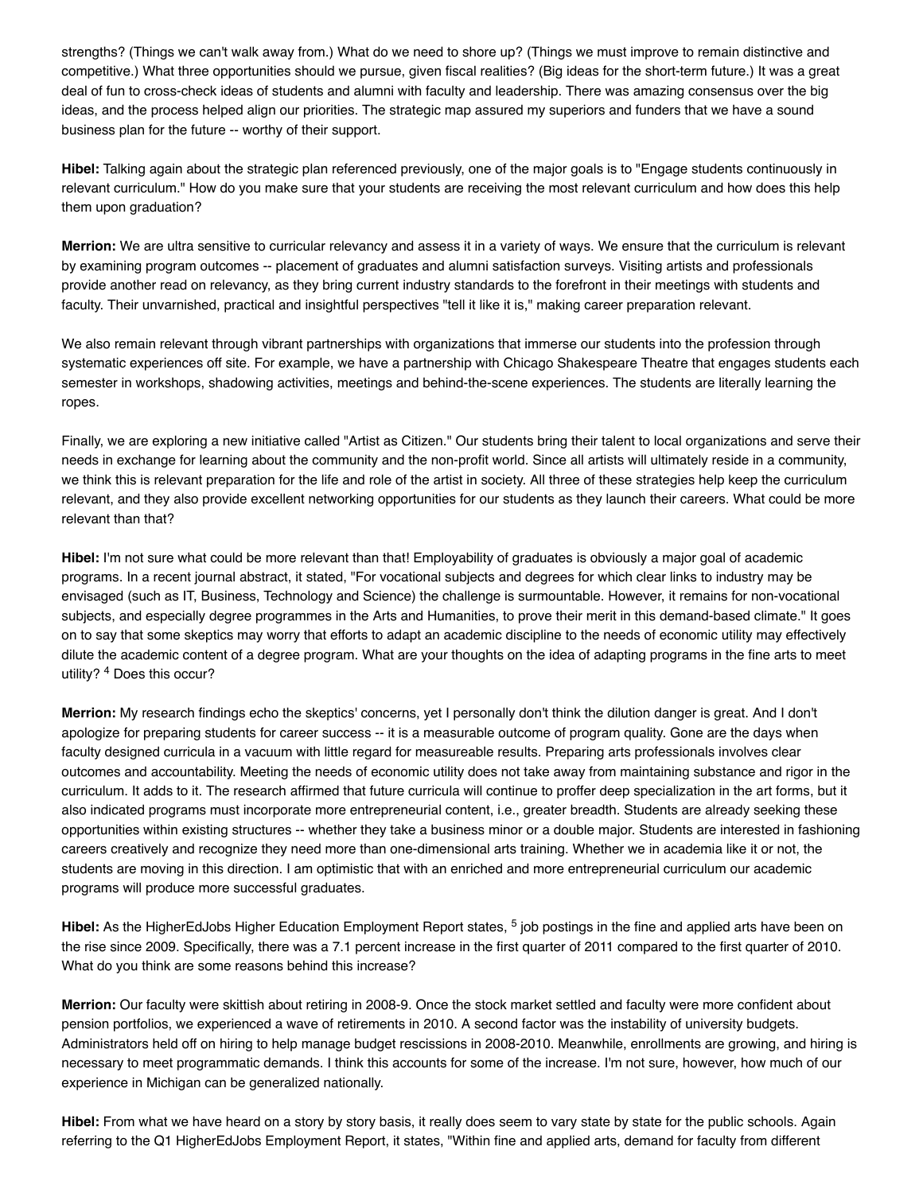strengths? (Things we can't walk away from.) What do we need to shore up? (Things we must improve to remain distinctive and competitive.) What three opportunities should we pursue, given fiscal realities? (Big ideas for the short-term future.) It was a great deal of fun to cross-check ideas of students and alumni with faculty and leadership. There was amazing consensus over the big ideas, and the process helped align our priorities. The strategic map assured my superiors and funders that we have a sound business plan for the future -- worthy of their support.

**Hibel:** Talking again about the strategic plan referenced previously, one of the major goals is to "Engage students continuously in relevant curriculum." How do you make sure that your students are receiving the most relevant curriculum and how does this help them upon graduation?

**Merrion:** We are ultra sensitive to curricular relevancy and assess it in a variety of ways. We ensure that the curriculum is relevant by examining program outcomes -- placement of graduates and alumni satisfaction surveys. Visiting artists and professionals provide another read on relevancy, as they bring current industry standards to the forefront in their meetings with students and faculty. Their unvarnished, practical and insightful perspectives "tell it like it is," making career preparation relevant.

We also remain relevant through vibrant partnerships with organizations that immerse our students into the profession through systematic experiences off site. For example, we have a partnership with Chicago Shakespeare Theatre that engages students each semester in workshops, shadowing activities, meetings and behind-the-scene experiences. The students are literally learning the ropes.

Finally, we are exploring a new initiative called "Artist as Citizen." Our students bring their talent to local organizations and serve their needs in exchange for learning about the community and the non-profit world. Since all artists will ultimately reside in a community, we think this is relevant preparation for the life and role of the artist in society. All three of these strategies help keep the curriculum relevant, and they also provide excellent networking opportunities for our students as they launch their careers. What could be more relevant than that?

**Hibel:** I'm not sure what could be more relevant than that! Employability of graduates is obviously a major goal of academic programs. In a recent journal abstract, it stated, "For vocational subjects and degrees for which clear links to industry may be envisaged (such as IT, Business, Technology and Science) the challenge is surmountable. However, it remains for non-vocational subjects, and especially degree programmes in the Arts and Humanities, to prove their merit in this demand-based climate." It goes on to say that some skeptics may worry that efforts to adapt an academic discipline to the needs of economic utility may effectively dilute the academic content of a degree program. What are your thoughts on the idea of adapting programs in the fine arts to meet utility? [4] Does this occur?

**Merrion:** My research findings echo the skeptics' concerns, yet I personally don't think the dilution danger is great. And I don't apologize for preparing students for career success -- it is a measurable outcome of program quality. Gone are the days when faculty designed curricula in a vacuum with little regard for measureable results. Preparing arts professionals involves clear outcomes and accountability. Meeting the needs of economic utility does not take away from maintaining substance and rigor in the curriculum. It adds to it. The research affirmed that future curricula will continue to proffer deep specialization in the art forms, but it also indicated programs must incorporate more entrepreneurial content, i.e., greater breadth. Students are already seeking these opportunities within existing structures -- whether they take a business minor or a double major. Students are interested in fashioning careers creatively and recognize they need more than one-dimensional arts training. Whether we in academia like it or not, the students are moving in this direction. I am optimistic that with an enriched and more entrepreneurial curriculum our academic programs will produce more successful graduates.

**Hibel:** As the HigherEdJobs Higher Education Employment Report states, [5] job postings in the fine and applied arts have been on the rise since 2009. Specifically, there was a 7.1 percent increase in the first quarter of 2011 compared to the first quarter of 2010. What do you think are some reasons behind this increase?

**Merrion:** Our faculty were skittish about retiring in 2008-9. Once the stock market settled and faculty were more confident about pension portfolios, we experienced a wave of retirements in 2010. A second factor was the instability of university budgets. Administrators held off on hiring to help manage budget rescissions in 2008-2010. Meanwhile, enrollments are growing, and hiring is necessary to meet programmatic demands. I think this accounts for some of the increase. I'm not sure, however, how much of our experience in Michigan can be generalized nationally.

**Hibel:** From what we have heard on a story by story basis, it really does seem to vary state by state for the public schools. Again referring to the Q1 HigherEdJobs Employment Report, it states, "Within fine and applied arts, demand for faculty from different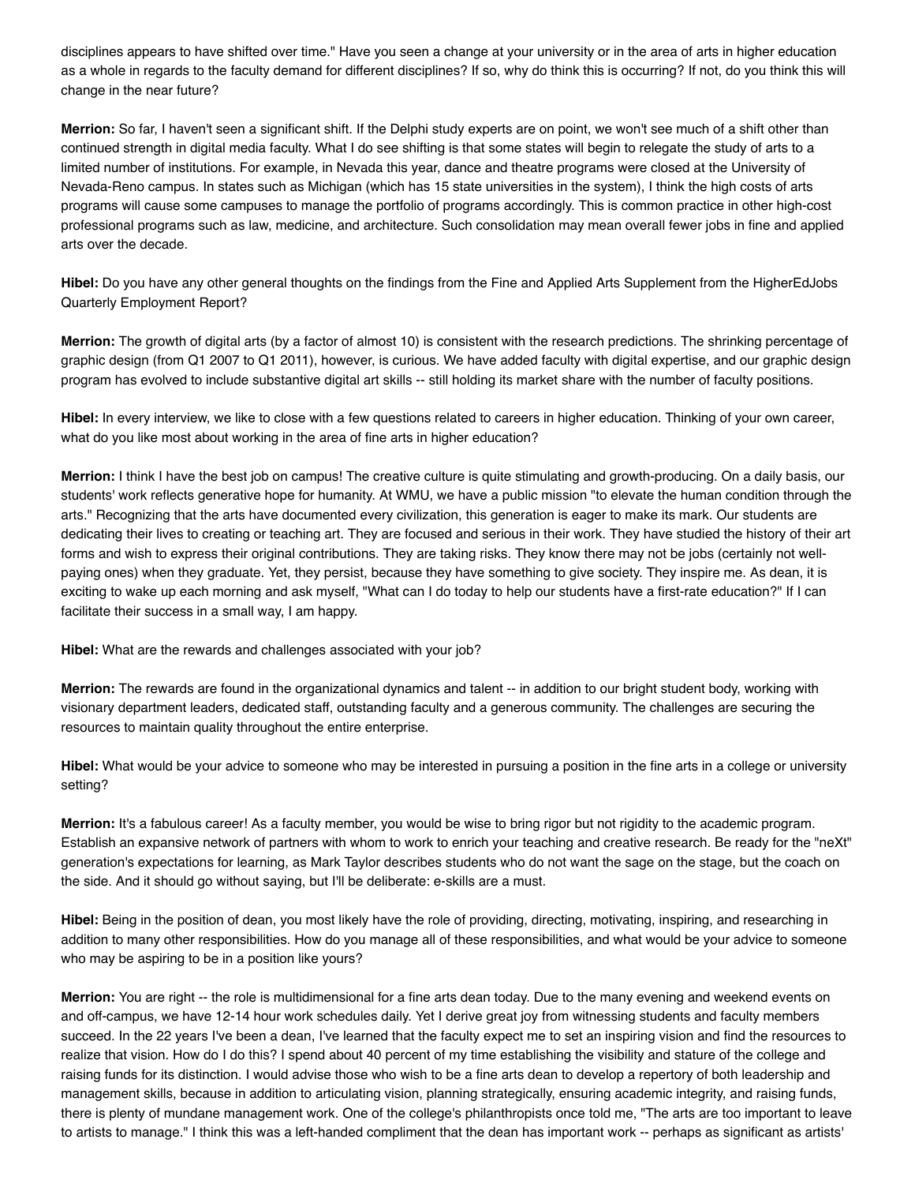disciplines appears to have shifted over time." Have you seen a change at your university or in the area of arts in higher education as a whole in regards to the faculty demand for different disciplines? If so, why do think this is occurring? If not, do you think this will change in the near future?

**Merrion:** So far, I haven't seen a significant shift. If the Delphi study experts are on point, we won't see much of a shift other than continued strength in digital media faculty. What I do see shifting is that some states will begin to relegate the study of arts to a limited number of institutions. For example, in Nevada this year, dance and theatre programs were closed at the University of Nevada-Reno campus. In states such as Michigan (which has 15 state universities in the system), I think the high costs of arts programs will cause some campuses to manage the portfolio of programs accordingly. This is common practice in other high-cost professional programs such as law, medicine, and architecture. Such consolidation may mean overall fewer jobs in fine and applied arts over the decade.

**Hibel:** Do you have any other general thoughts on the findings from the Fine and Applied Arts Supplement from the HigherEdJobs Quarterly Employment Report?

**Merrion:** The growth of digital arts (by a factor of almost 10) is consistent with the research predictions. The shrinking percentage of graphic design (from Q1 2007 to Q1 2011), however, is curious. We have added faculty with digital expertise, and our graphic design program has evolved to include substantive digital art skills -- still holding its market share with the number of faculty positions.

**Hibel:** In every interview, we like to close with a few questions related to careers in higher education. Thinking of your own career, what do you like most about working in the area of fine arts in higher education?

**Merrion:** I think I have the best job on campus! The creative culture is quite stimulating and growth-producing. On a daily basis, our students' work reflects generative hope for humanity. At WMU, we have a public mission "to elevate the human condition through the arts." Recognizing that the arts have documented every civilization, this generation is eager to make its mark. Our students are dedicating their lives to creating or teaching art. They are focused and serious in their work. They have studied the history of their art forms and wish to express their original contributions. They are taking risks. They know there may not be jobs (certainly not well-paying ones) when they graduate. Yet, they persist, because they have something to give society. They inspire me. As dean, it is exciting to wake up each morning and ask myself, "What can I do today to help our students have a first-rate education?" If I can facilitate their success in a small way, I am happy.

**Hibel:** What are the rewards and challenges associated with your job?

**Merrion:** The rewards are found in the organizational dynamics and talent -- in addition to our bright student body, working with visionary department leaders, dedicated staff, outstanding faculty and a generous community. The challenges are securing the resources to maintain quality throughout the entire enterprise.

**Hibel:** What would be your advice to someone who may be interested in pursuing a position in the fine arts in a college or university setting?

**Merrion:** It's a fabulous career! As a faculty member, you would be wise to bring rigor but not rigidity to the academic program. Establish an expansive network of partners with whom to work to enrich your teaching and creative research. Be ready for the "neXt" generation's expectations for learning, as Mark Taylor describes students who do not want the sage on the stage, but the coach on the side. And it should go without saying, but I'll be deliberate: e-skills are a must.

**Hibel:** Being in the position of dean, you most likely have the role of providing, directing, motivating, inspiring, and researching in addition to many other responsibilities. How do you manage all of these responsibilities, and what would be your advice to someone who may be aspiring to be in a position like yours?

**Merrion:** You are right -- the role is multidimensional for a fine arts dean today. Due to the many evening and weekend events on and off-campus, we have 12-14 hour work schedules daily. Yet I derive great joy from witnessing students and faculty members succeed. In the 22 years I've been a dean, I've learned that the faculty expect me to set an inspiring vision and find the resources to realize that vision. How do I do this? I spend about 40 percent of my time establishing the visibility and stature of the college and raising funds for its distinction. I would advise those who wish to be a fine arts dean to develop a repertory of both leadership and management skills, because in addition to articulating vision, planning strategically, ensuring academic integrity, and raising funds, there is plenty of mundane management work. One of the college's philanthropists once told me, "The arts are too important to leave to artists to manage." I think this was a left-handed compliment that the dean has important work -- perhaps as significant as artists'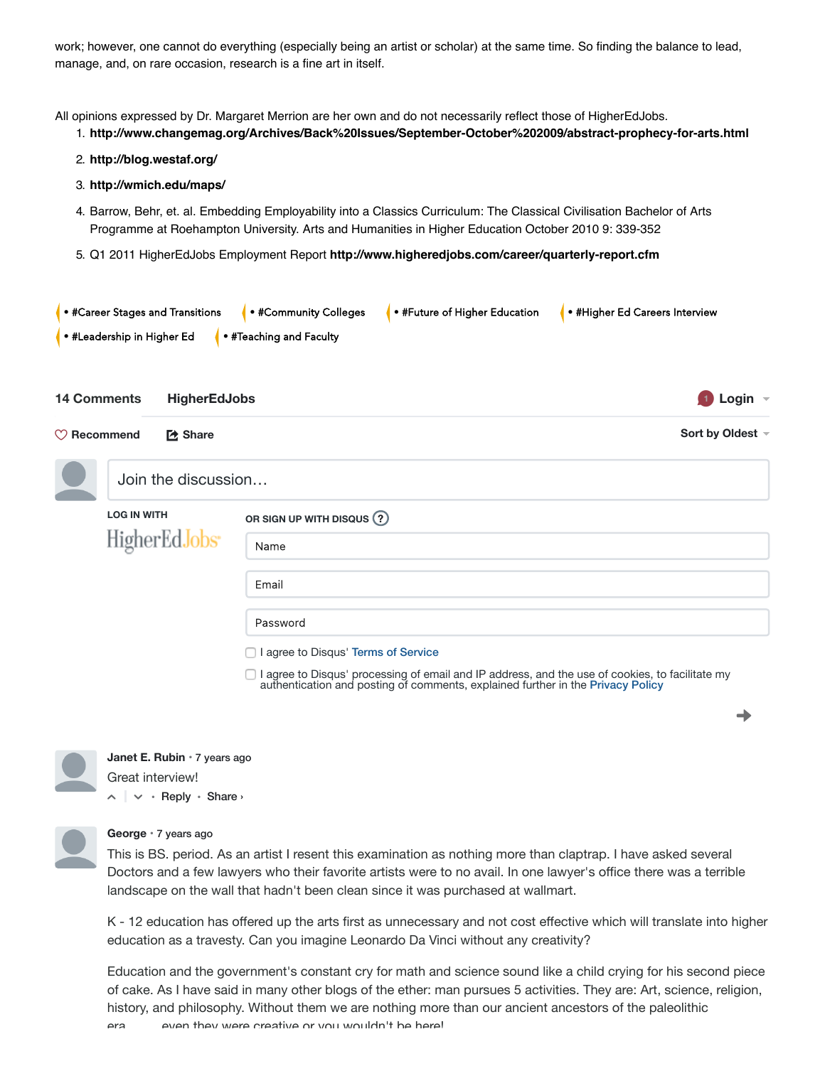work; however, one cannot do everything (especially being an artist or scholar) at the same time. So finding the balance to lead, manage, and, on rare occasion, research is a fine art in itself.

All opinions expressed by Dr. Margaret Merrion are her own and do not necessarily reflect those of HigherEdJobs.

1. **http://www.changemag.org/Archives/Back%20Issues/September-October%202009/abstract-prophecy-for-arts.html**
2. **http://blog.westaf.org/**
3. **http://wmich.edu/maps/**
4. Barrow, Behr, et. al. Embedding Employability into a Classics Curriculum: The Classical Civilisation Bachelor of Arts Programme at Roehampton University. Arts and Humanities in Higher Education October 2010 9: 339-352
5. Q1 2011 HigherEdJobs Employment Report **http://www.higheredjobs.com/career/quarterly-report.cfm**

• #Career Stages and Transitions • #Community Colleges • #Future of Higher Education • #Higher Ed Careers Interview • #Leadership in Higher Ed • #Teaching and Faculty

**14 Comments** **HigherEdJobs** 1 **Login**

Recommend Share **Sort by Oldest**

Join the discussion…

LOG IN WITH

HigherEdJobs

OR SIGN UP WITH DISQUS ?

Name

Email

Password

I agree to Disqus' Terms of Service

I agree to Disqus' processing of email and IP address, and the use of cookies, to facilitate my authentication and posting of comments, explained further in the Privacy Policy

**Janet E. Rubin** • 7 years ago

Great interview!

Reply • Share ›

**George** • 7 years ago

This is BS. period. As an artist I resent this examination as nothing more than claptrap. I have asked several Doctors and a few lawyers who their favorite artists were to no avail. In one lawyer's office there was a terrible landscape on the wall that hadn't been clean since it was purchased at wallmart.

K - 12 education has offered up the arts first as unnecessary and not cost effective which will translate into higher education as a travesty. Can you imagine Leonardo Da Vinci without any creativity?

Education and the government's constant cry for math and science sound like a child crying for his second piece of cake. As I have said in many other blogs of the ether: man pursues 5 activities. They are: Art, science, religion, history, and philosophy. Without them we are nothing more than our ancient ancestors of the paleolithic era.......even they were creative or you wouldn't be here!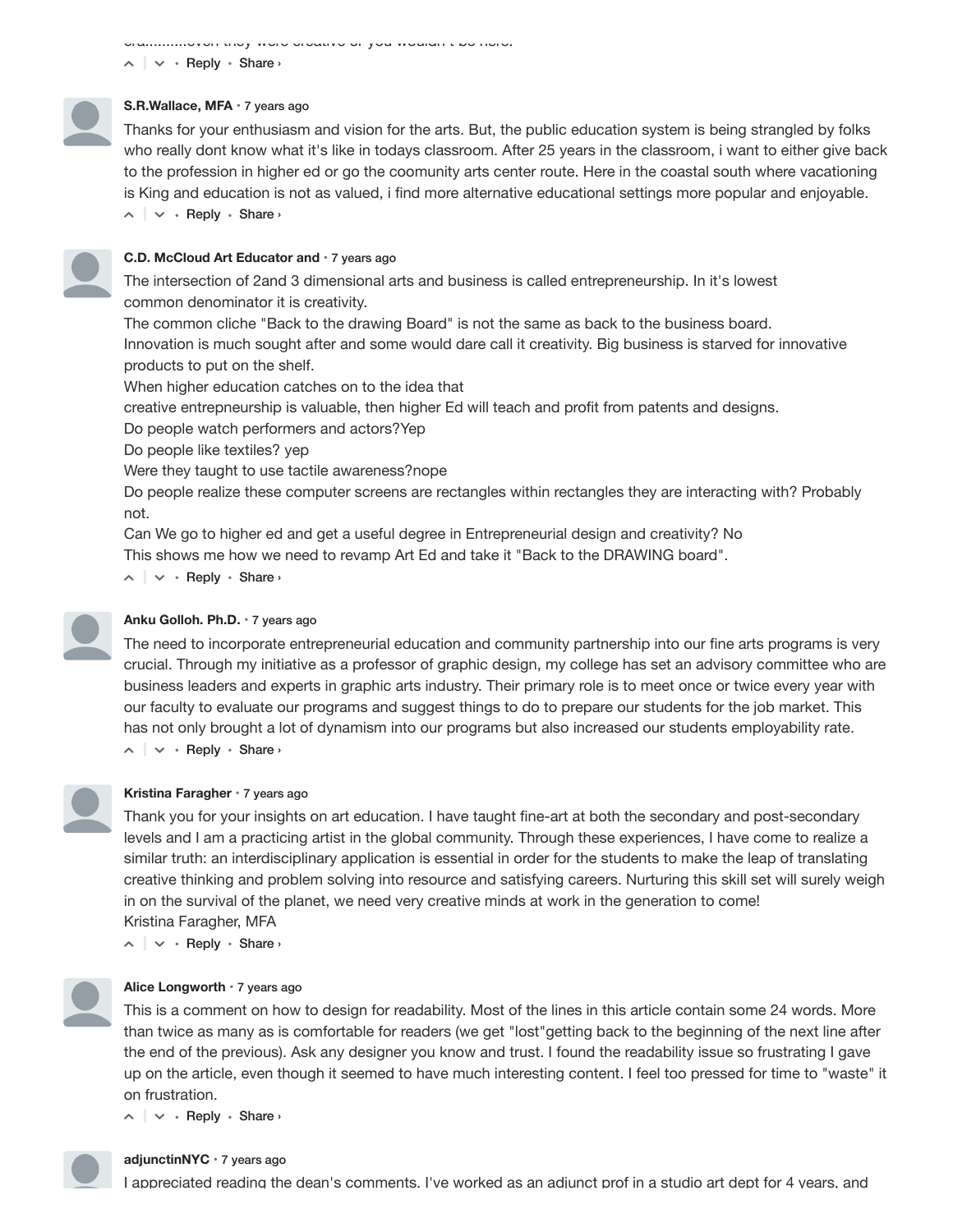ora..........even they were creative or you wouldn't be here.

^ | v • Reply • Share ›

**S.R.Wallace, MFA** • 7 years ago

Thanks for your enthusiasm and vision for the arts. But, the public education system is being strangled by folks who really dont know what it's like in todays classroom. After 25 years in the classroom, i want to either give back to the profession in higher ed or go the coomunity arts center route. Here in the coastal south where vacationing is King and education is not as valued, i find more alternative educational settings more popular and enjoyable.

^ | v • Reply • Share ›

**C.D. McCloud Art Educator and** • 7 years ago

The intersection of 2and 3 dimensional arts and business is called entrepreneurship. In it's lowest common denominator it is creativity.
The common cliche "Back to the drawing Board" is not the same as back to the business board.
Innovation is much sought after and some would dare call it creativity. Big business is starved for innovative products to put on the shelf.
When higher education catches on to the idea that
creative entrepneurship is valuable, then higher Ed will teach and profit from patents and designs.
Do people watch performers and actors?Yep
Do people like textiles? yep
Were they taught to use tactile awareness?nope
Do people realize these computer screens are rectangles within rectangles they are interacting with? Probably not.
Can We go to higher ed and get a useful degree in Entrepreneurial design and creativity? No
This shows me how we need to revamp Art Ed and take it "Back to the DRAWING board".

^ | v • Reply • Share ›

**Anku Golloh. Ph.D.** • 7 years ago

The need to incorporate entrepreneurial education and community partnership into our fine arts programs is very crucial. Through my initiative as a professor of graphic design, my college has set an advisory committee who are business leaders and experts in graphic arts industry. Their primary role is to meet once or twice every year with our faculty to evaluate our programs and suggest things to do to prepare our students for the job market. This has not only brought a lot of dynamism into our programs but also increased our students employability rate.

^ | v • Reply • Share ›

**Kristina Faragher** • 7 years ago

Thank you for your insights on art education. I have taught fine-art at both the secondary and post-secondary levels and I am a practicing artist in the global community. Through these experiences, I have come to realize a similar truth: an interdisciplinary application is essential in order for the students to make the leap of translating creative thinking and problem solving into resource and satisfying careers. Nurturing this skill set will surely weigh in on the survival of the planet, we need very creative minds at work in the generation to come!
Kristina Faragher, MFA

^ | v • Reply • Share ›

**Alice Longworth** • 7 years ago

This is a comment on how to design for readability. Most of the lines in this article contain some 24 words. More than twice as many as is comfortable for readers (we get "lost"getting back to the beginning of the next line after the end of the previous). Ask any designer you know and trust. I found the readability issue so frustrating I gave up on the article, even though it seemed to have much interesting content. I feel too pressed for time to "waste" it on frustration.

^ | v • Reply • Share ›

**adjunctinNYC** • 7 years ago

I appreciated reading the dean's comments. I've worked as an adjunct prof in a studio art dept for 4 years, and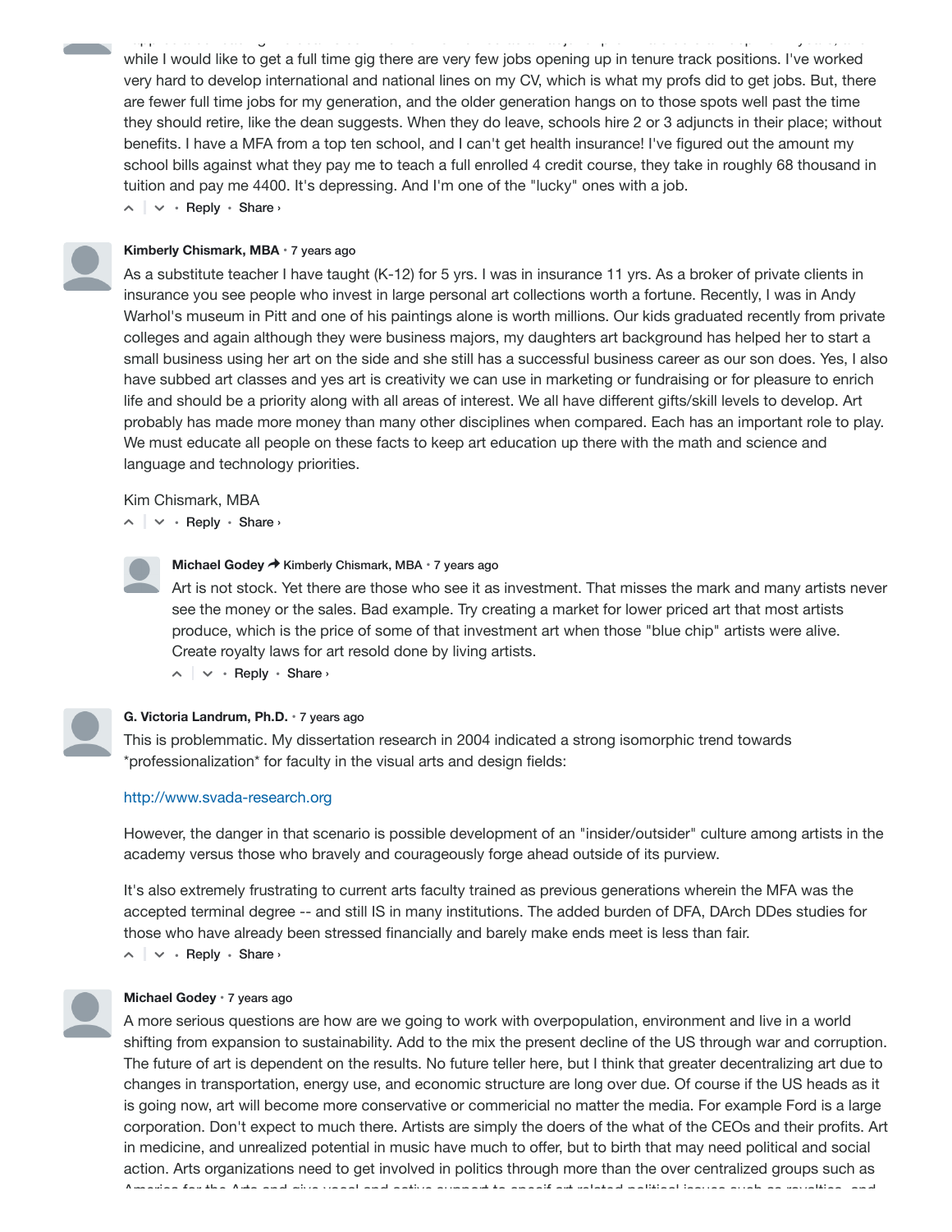while I would like to get a full time gig there are very few jobs opening up in tenure track positions. I've worked very hard to develop international and national lines on my CV, which is what my profs did to get jobs. But, there are fewer full time jobs for my generation, and the older generation hangs on to those spots well past the time they should retire, like the dean suggests. When they do leave, schools hire 2 or 3 adjuncts in their place; without benefits. I have a MFA from a top ten school, and I can't get health insurance! I've figured out the amount my school bills against what they pay me to teach a full enrolled 4 credit course, they take in roughly 68 thousand in tuition and pay me 4400. It's depressing. And I'm one of the "lucky" ones with a job.

Reply • Share ›

**Kimberly Chismark, MBA** • 7 years ago

As a substitute teacher I have taught (K-12) for 5 yrs. I was in insurance 11 yrs. As a broker of private clients in insurance you see people who invest in large personal art collections worth a fortune. Recently, I was in Andy Warhol's museum in Pitt and one of his paintings alone is worth millions. Our kids graduated recently from private colleges and again although they were business majors, my daughters art background has helped her to start a small business using her art on the side and she still has a successful business career as our son does. Yes, I also have subbed art classes and yes art is creativity we can use in marketing or fundraising or for pleasure to enrich life and should be a priority along with all areas of interest. We all have different gifts/skill levels to develop. Art probably has made more money than many other disciplines when compared. Each has an important role to play. We must educate all people on these facts to keep art education up there with the math and science and language and technology priorities.

Kim Chismark, MBA

Reply • Share ›

**Michael Godey** → Kimberly Chismark, MBA • 7 years ago

Art is not stock. Yet there are those who see it as investment. That misses the mark and many artists never see the money or the sales. Bad example. Try creating a market for lower priced art that most artists produce, which is the price of some of that investment art when those "blue chip" artists were alive. Create royalty laws for art resold done by living artists.

Reply • Share ›

**G. Victoria Landrum, Ph.D.** • 7 years ago

This is problemmatic. My dissertation research in 2004 indicated a strong isomorphic trend towards *professionalization* for faculty in the visual arts and design fields:

http://www.svada-research.org

However, the danger in that scenario is possible development of an "insider/outsider" culture among artists in the academy versus those who bravely and courageously forge ahead outside of its purview.

It's also extremely frustrating to current arts faculty trained as previous generations wherein the MFA was the accepted terminal degree -- and still IS in many institutions. The added burden of DFA, DArch DDes studies for those who have already been stressed financially and barely make ends meet is less than fair.

Reply • Share ›

**Michael Godey** • 7 years ago

A more serious questions are how are we going to work with overpopulation, environment and live in a world shifting from expansion to sustainability. Add to the mix the present decline of the US through war and corruption. The future of art is dependent on the results. No future teller here, but I think that greater decentralizing art due to changes in transportation, energy use, and economic structure are long over due. Of course if the US heads as it is going now, art will become more conservative or commericial no matter the media. For example Ford is a large corporation. Don't expect to much there. Artists are simply the doers of the what of the CEOs and their profits. Art in medicine, and unrealized potential in music have much to offer, but to birth that may need political and social action. Arts organizations need to get involved in politics through more than the over centralized groups such as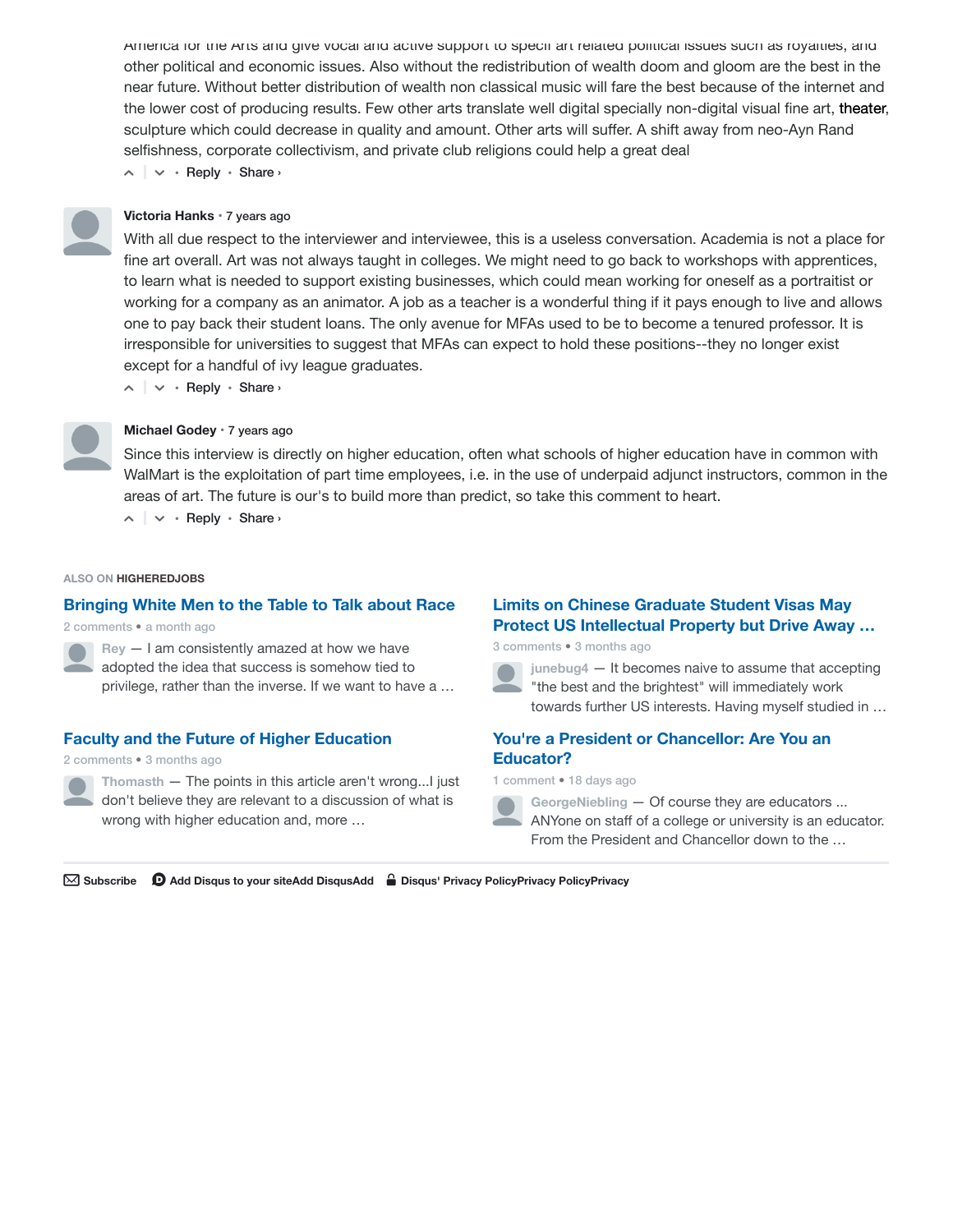America for the Arts and give vocal and active support to specif art related political issues such as royalties, and other political and economic issues. Also without the redistribution of wealth doom and gloom are the best in the near future. Without better distribution of wealth non classical music will fare the best because of the internet and the lower cost of producing results. Few other arts translate well digital specially non-digital visual fine art, theater, sculpture which could decrease in quality and amount. Other arts will suffer. A shift away from neo-Ayn Rand selfishness, corporate collectivism, and private club religions could help a great deal

Reply • Share ›

**Victoria Hanks** • 7 years ago

With all due respect to the interviewer and interviewee, this is a useless conversation. Academia is not a place for fine art overall. Art was not always taught in colleges. We might need to go back to workshops with apprentices, to learn what is needed to support existing businesses, which could mean working for oneself as a portraitist or working for a company as an animator. A job as a teacher is a wonderful thing if it pays enough to live and allows one to pay back their student loans. The only avenue for MFAs used to be to become a tenured professor. It is irresponsible for universities to suggest that MFAs can expect to hold these positions--they no longer exist except for a handful of ivy league graduates.

Reply • Share ›

**Michael Godey** • 7 years ago

Since this interview is directly on higher education, often what schools of higher education have in common with WalMart is the exploitation of part time employees, i.e. in the use of underpaid adjunct instructors, common in the areas of art. The future is our's to build more than predict, so take this comment to heart.

Reply • Share ›

ALSO ON **HIGHEREDJOBS**

**Bringing White Men to the Table to Talk about Race**

2 comments • a month ago

Rey — I am consistently amazed at how we have adopted the idea that success is somehow tied to privilege, rather than the inverse. If we want to have a …

**Limits on Chinese Graduate Student Visas May Protect US Intellectual Property but Drive Away …**

3 comments • 3 months ago

junebug4 — It becomes naive to assume that accepting "the best and the brightest" will immediately work towards further US interests. Having myself studied in …

**Faculty and the Future of Higher Education**

2 comments • 3 months ago

Thomasth — The points in this article aren't wrong...I just don't believe they are relevant to a discussion of what is wrong with higher education and, more …

**You're a President or Chancellor: Are You an Educator?**

1 comment • 18 days ago

GeorgeNiebling — Of course they are educators ... ANYone on staff of a college or university is an educator. From the President and Chancellor down to the …

Subscribe | Add Disqus to your siteAdd DisqusAdd | Disqus' Privacy PolicyPrivacy PolicyPrivacy